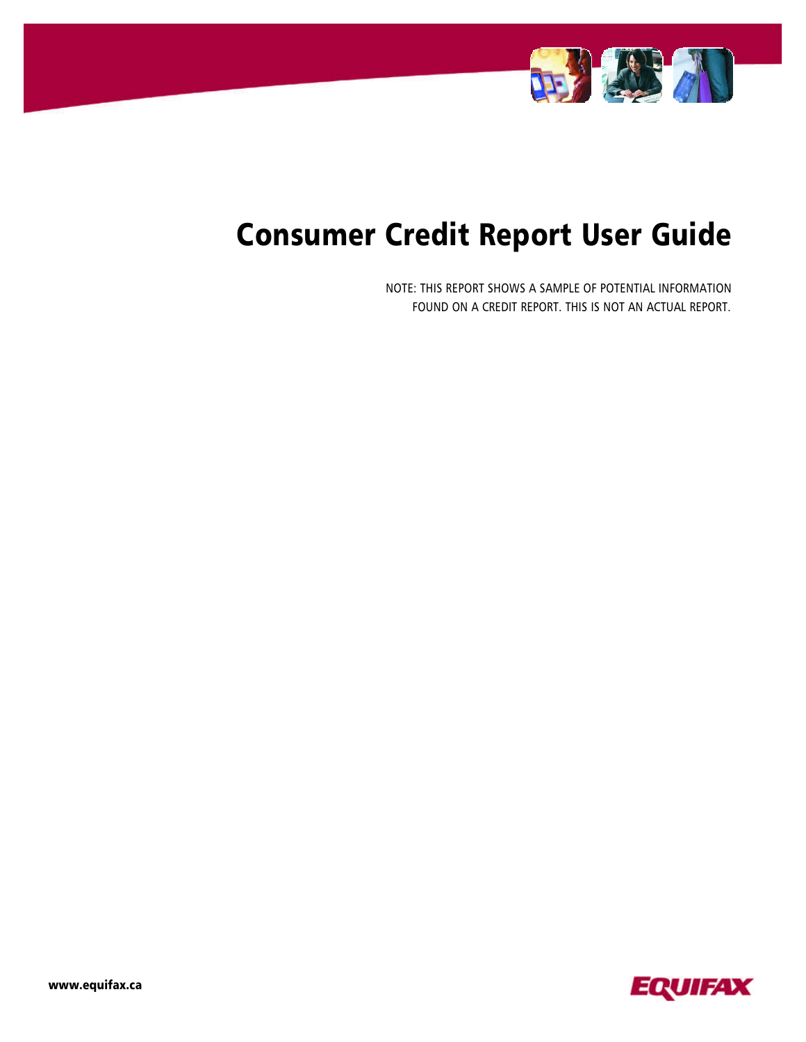# Consumer Credit Report User Guide

NOTE: THIS REPORT SHOWS A SAMPLE OF POTENTIAL INFORMATION FOUND ON A CREDIT REPORT. THIS IS NOT AN ACTUAL REPORT.

**www.equifax.ca**

EQUIFAX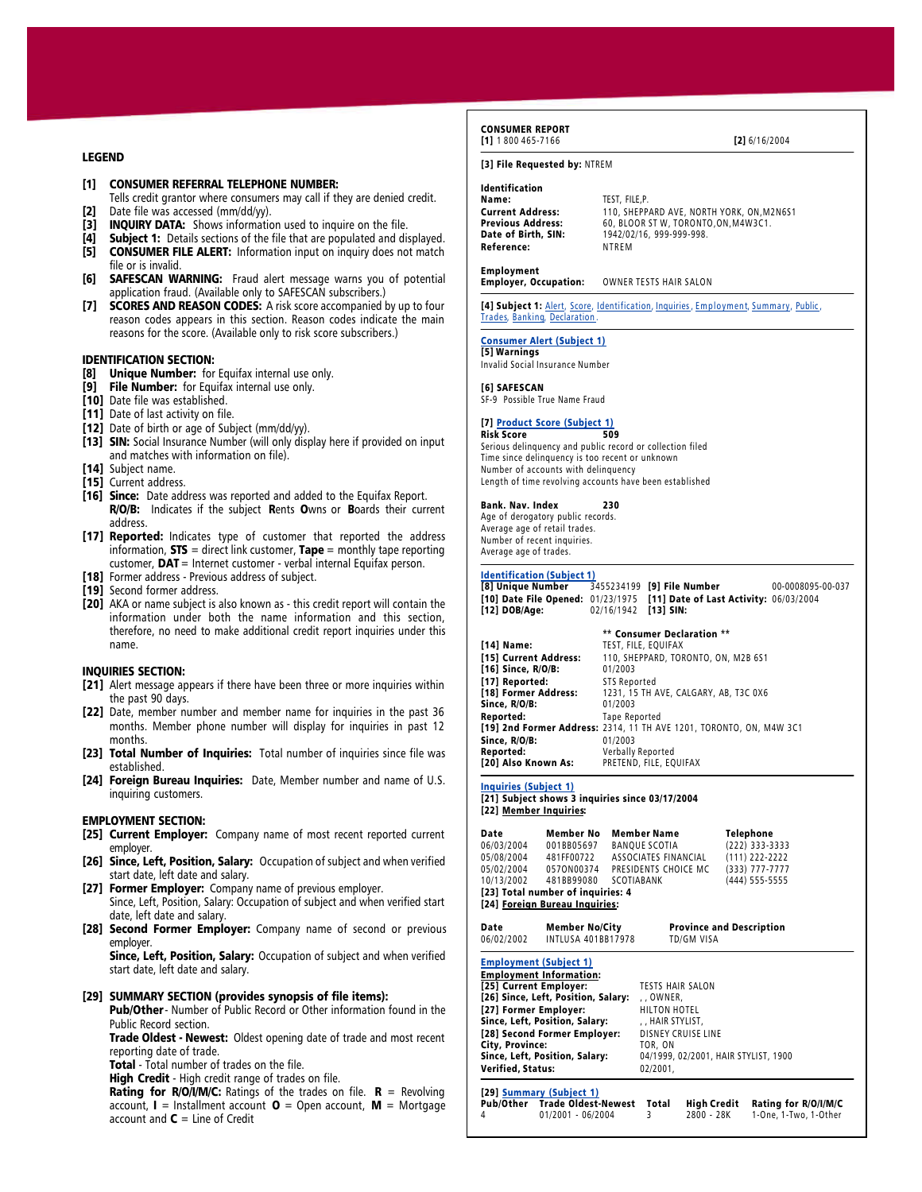## LEGEND

**[1] CONSUMER REFERRAL TELEPHONE NUMBER:** Tells credit grantor where consumers may call if they are denied credit.

**[2]** Date file was accessed (mm/dd/yy).

**[3] INQUIRY DATA:** Shows information used to inquire on the file.

**[4] Subject 1:** Details sections of the file that are populated and displayed.

**[5] CONSUMER FILE ALERT:** Information input on inquiry does not match file or is invalid.

**[6] SAFESCAN WARNING:** Fraud alert message warns you of potential application fraud. (Available only to SAFESCAN subscribers.)

**[7] SCORES AND REASON CODES:** A risk score accompanied by up to four reason codes appears in this section. Reason codes indicate the main reasons for the score. (Available only to risk score subscribers.)

### IDENTIFICATION SECTION:

**[8] Unique Number:** for Equifax internal use only.

**[9] File Number:** for Equifax internal use only.

**[10]** Date file was established.

**[11]** Date of last activity on file.

**[12]** Date of birth or age of Subject (mm/dd/yy).

**[13] SIN:** Social Insurance Number (will only display here if provided on input and matches with information on file).

**[14]** Subject name.

**[15]** Current address.

**[16] Since:** Date address was reported and added to the Equifax Report. **R/O/B:** Indicates if the subject **R**ents **O**wns or **B**oards their current address.

**[17] Reported:** Indicates type of customer that reported the address information, **STS** = direct link customer, **Tape** = monthly tape reporting customer, **DAT** = Internet customer - verbal internal Equifax person.

**[18]** Former address - Previous address of subject.

**[19]** Second former address.

**[20]** AKA or name subject is also known as - this credit report will contain the information under both the name information and this section, therefore, no need to make additional credit report inquiries under this name.

### INQUIRIES SECTION:

**[21]** Alert message appears if there have been three or more inquiries within the past 90 days.

**[22]** Date, member number and member name for inquiries in the past 36 months. Member phone number will display for inquiries in past 12 months.

**[23] Total Number of Inquiries:** Total number of inquiries since file was established.

**[24] Foreign Bureau Inquiries:** Date, Member number and name of U.S. inquiring customers.

### EMPLOYMENT SECTION:

**[25] Current Employer:** Company name of most recent reported current employer.

**[26] Since, Left, Position, Salary:** Occupation of subject and when verified start date, left date and salary.

**[27] Former Employer:** Company name of previous employer. Since, Left, Position, Salary: Occupation of subject and when verified start date, left date and salary.

**[28] Second Former Employer:** Company name of second or previous employer. **Since, Left, Position, Salary:** Occupation of subject and when verified start date, left date and salary.

**[29] SUMMARY SECTION (provides synopsis of file items):**

**Pub/Other** - Number of Public Record or Other information found in the Public Record section.

**Trade Oldest - Newest:** Oldest opening date of trade and most recent reporting date of trade.

**Total** - Total number of trades on the file.

**High Credit** - High credit range of trades on file.

**Rating for R/O/I/M/C:** Ratings of the trades on file. **R** = Revolving account, **I** = Installment account **O** = Open account, **M** = Mortgage account and **C** = Line of Credit

---

**CONSUMER REPORT**

**[1]** 1 800 465-7166 **[2]** 6/16/2004

**[3] File Requested by:** NTREM

**Identification**

| | |
|---|---|
| **Name:** | TEST, FILE,P. |
| **Current Address:** | 110, SHEPPARD AVE, NORTH YORK, ON,M2N6S1 |
| **Previous Address:** | 60, BLOOR ST W, TORONTO,ON,M4W3C1. |
| **Date of Birth, SIN:** | 1942/02/16, 999-999-998. |
| **Reference:** | NTREM |

**Employment**

**Employer, Occupation:** OWNER TESTS HAIR SALON

**[4] Subject 1:** Alert, Score, Identification, Inquiries, Employment, Summary, Public, Trades, Banking, Declaration.

**Consumer Alert (Subject 1)**

**[5] Warnings**

Invalid Social Insurance Number

**[6] SAFESCAN**

SF-9 Possible True Name Fraud

**[7] Product Score (Subject 1)**

**Risk Score 509**

Serious delinquency and public record or collection filed
Time since delinquency is too recent or unknown
Number of accounts with delinquency
Length of time revolving accounts have been established

**Bank. Nav. Index 230**

Age of derogatory public records.
Average age of retail trades.
Number of recent inquiries.
Average age of trades.

**Identification (Subject 1)**

**[8] Unique Number** 3455234199 **[9] File Number** 00-0008095-00-037
**[10] Date File Opened:** 01/23/1975 **[11] Date of Last Activity:** 06/03/2004
**[12] DOB/Age:** 02/16/1942 **[13] SIN:**

\*\* Consumer Declaration \*\*

| | |
|---|---|
| **[14] Name:** | TEST, FILE, EQUIFAX |
| **[15] Current Address:** | 110, SHEPPARD, TORONTO, ON, M2B 6S1 |
| **[16] Since, R/O/B:** | 01/2003 |
| **[17] Reported:** | STS Reported |
| **[18] Former Address:** | 1231, 15 TH AVE, CALGARY, AB, T3C 0X6 |
| **Since, R/O/B:** | 01/2003 |
| **Reported:** | Tape Reported |
| **[19] 2nd Former Address:** | 2314, 11 TH AVE 1201, TORONTO, ON, M4W 3C1 |
| **Since, R/O/B:** | 01/2003 |
| **Reported:** | Verbally Reported |
| **[20] Also Known As:** | PRETEND, FILE, EQUIFAX |

**Inquiries (Subject 1)**

**[21] Subject shows 3 inquiries since 03/17/2004**

**[22] Member Inquiries:**

| Date | Member No | Member Name | Telephone |
|---|---|---|---|
| 06/03/2004 | 001BB05697 | BANQUE SCOTIA | (222) 333-3333 |
| 05/08/2004 | 481FF00722 | ASSOCIATES FINANCIAL | (111) 222-2222 |
| 05/02/2004 | 057ON00374 | PRESIDENTS CHOICE MC | (333) 777-7777 |
| 10/13/2002 | 481BB99080 | SCOTIABANK | (444) 555-5555 |

**[23] Total number of inquiries: 4**

**[24] Foreign Bureau Inquiries:**

| Date | Member No/City | Province and Description |
|---|---|---|
| 06/02/2002 | INTLUSA 401BB17978 | TD/GM VISA |

**Employment (Subject 1)**

**Employment Information:**

| | |
|---|---|
| **[25] Current Employer:** | TESTS HAIR SALON |
| **[26] Since, Left, Position, Salary:** | , , OWNER, |
| **[27] Former Employer:** | HILTON HOTEL |
| **Since, Left, Position, Salary:** | , , HAIR STYLIST, |
| **[28] Second Former Employer:** | DISNEY CRUISE LINE |
| **City, Province:** | TOR, ON |
| **Since, Left, Position, Salary:** | 04/1999, 02/2001, HAIR STYLIST, 1900 |
| **Verified, Status:** | 02/2001, |

**[29] Summary (Subject 1)**

| Pub/Other | Trade Oldest-Newest | Total | High Credit | Rating for R/O/I/M/C |
|---|---|---|---|---|
| 4 | 01/2001 - 06/2004 | 3 | 2800 - 28K | 1-One, 1-Two, 1-Other |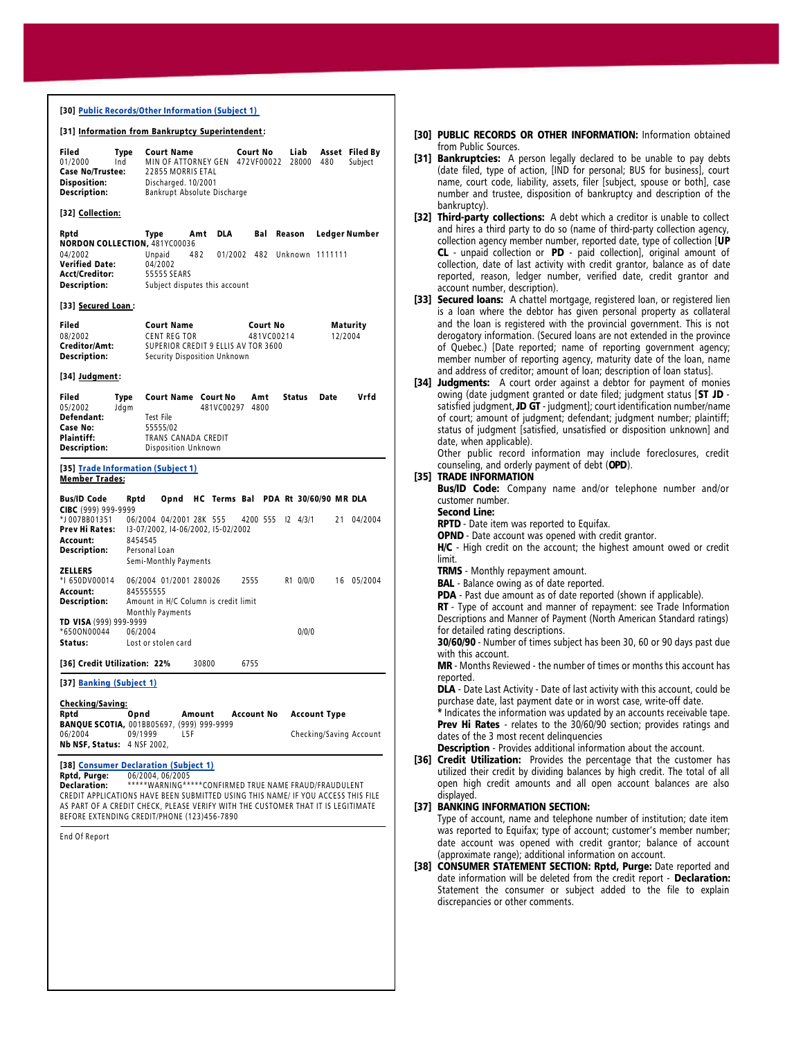## [30] Public Records/Other Information (Subject 1)

### [31] Information from Bankruptcy Superintendent:

| Filed | Type | Court Name | Court No | Liab | Asset | Filed By |
|---|---|---|---|---|---|---|
| 01/2000 | Ind | MIN OF ATTORNEY GEN | 472VF00022 | 28000 | 480 | Subject |

**Case No/Trustee:** 22855 MORRIS ETAL
**Disposition:** Discharged. 10/2001
**Description:** Bankrupt Absolute Discharge

### [32] Collection:

| Rptd | Type | Amt | DLA | Bal | Reason | Ledger Number |
|---|---|---|---|---|---|---|
| **NORDON COLLECTION,** 481YC00036 | | | | | | |
| 04/2002 | Unpaid | 482 | 01/2002 | 482 | Unknown | 1111111 |

**Verified Date:** 04/2002
**Acct/Creditor:** 55555 SEARS
**Description:** Subject disputes this account

### [33] Secured Loan:

| Filed | Court Name | Court No | Maturity |
|---|---|---|---|
| 08/2002 | CENT REG TOR | 481VC00214 | 12/2004 |

**Creditor/Amt:** SUPERIOR CREDIT 9 ELLIS AV TOR 3600
**Description:** Security Disposition Unknown

### [34] Judgment:

| Filed | Type | Court Name | Court No | Amt | Status | Date | Vrfd |
|---|---|---|---|---|---|---|---|
| 05/2002 | Jdgm | | 481VC00297 | 4800 | | | |

**Defendant:** Test File
**Case No:** 55555/02
**Plaintiff:** TRANS CANADA CREDIT
**Description:** Disposition Unknown

## [35] Trade Information (Subject 1)

**Member Trades:**

| Bus/ID Code | Rptd | Opnd | HC | Terms | Bal | PDA | Rt | 30/60/90 | MR | DLA |
|---|---|---|---|---|---|---|---|---|---|---|
| **CIBC** (999) 999-9999 | | | | | | | | | | |
| *J 007BB01351 | 06/2004 | 04/2001 | 28K | 555 | 4200 | 555 | I2 | 4/3/1 | 21 | 04/2004 |

**Prev Hi Rates:** I3-07/2002, I4-06/2002, I5-02/2002
**Account:** 8454545
**Description:** Personal Loan
Semi-Monthly Payments

| Bus/ID Code | Rptd | Opnd | HC | Terms | Bal | PDA | Rt | 30/60/90 | MR | DLA |
|---|---|---|---|---|---|---|---|---|---|---|
| **ZELLERS** | | | | | | | | | | |
| *I 650DV00014 | 06/2004 | 01/2001 | 2800 | 26 | 2555 | | R1 | 0/0/0 | 16 | 05/2004 |

**Account:** 845555555
**Description:** Amount in H/C Column is credit limit
Monthly Payments

| Bus/ID Code | Rptd | Opnd | HC | Terms | Bal | PDA | Rt | 30/60/90 | MR | DLA |
|---|---|---|---|---|---|---|---|---|---|---|
| **TD VISA** (999) 999-9999 | | | | | | | | | | |
| *650ON00044 | 06/2004 | | | | | | | 0/0/0 | | |

**Status:** Lost or stolen card

**[36] Credit Utilization: 22%** 30800 6755

## [37] Banking (Subject 1)

**Checking/Saving:**

| Rptd | Opnd | Amount | Account No | Account Type |
|---|---|---|---|---|
| **BANQUE SCOTIA,** 001BB05697, (999) 999-9999 | | | | |
| 06/2004 | 09/1999 | L5F | | Checking/Saving Account |

**Nb NSF, Status:** 4 NSF 2002,

## [38] Consumer Declaration (Subject 1)

**Rptd, Purge:** 06/2004, 06/2005
**Declaration:** *****WARNING*****CONFIRMED TRUE NAME FRAUD/FRAUDULENT CREDIT APPLICATIONS HAVE BEEN SUBMITTED USING THIS NAME/ IF YOU ACCESS THIS FILE AS PART OF A CREDIT CHECK, PLEASE VERIFY WITH THE CUSTOMER THAT IT IS LEGITIMATE BEFORE EXTENDING CREDIT/PHONE (123)456-7890

End Of Report

---

**[30] PUBLIC RECORDS OR OTHER INFORMATION:** Information obtained from Public Sources.

**[31] Bankruptcies:** A person legally declared to be unable to pay debts (date filed, type of action, [IND for personal; BUS for business], court name, court code, liability, assets, filer [subject, spouse or both], case number and trustee, disposition of bankruptcy and description of the bankruptcy).

**[32] Third-party collections:** A debt which a creditor is unable to collect and hires a third party to do so (name of third-party collection agency, collection agency member number, reported date, type of collection [**UP CL** - unpaid collection or **PD** - paid collection], original amount of collection, date of last activity with credit grantor, balance as of date reported, reason, ledger number, verified date, credit grantor and account number, description).

**[33] Secured loans:** A chattel mortgage, registered loan, or registered lien is a loan where the debtor has given personal property as collateral and the loan is registered with the provincial government. This is not derogatory information. (Secured loans are not extended in the province of Quebec.) [Date reported; name of reporting government agency; member number of reporting agency, maturity date of the loan, name and address of creditor; amount of loan; description of loan status].

**[34] Judgments:** A court order against a debtor for payment of monies owing (date judgment granted or date filed; judgment status [**ST JD** - satisfied judgment, **JD GT** - judgment]; court identification number/name of court; amount of judgment; defendant; judgment number; plaintiff; status of judgment [satisfied, unsatisfied or disposition unknown] and date, when applicable).

Other public record information may include foreclosures, credit counseling, and orderly payment of debt (**OPD**).

**[35] TRADE INFORMATION**

**Bus/ID Code:** Company name and/or telephone number and/or customer number.

**Second Line:**

**RPTD** - Date item was reported to Equifax.

**OPND** - Date account was opened with credit grantor.

**H/C** - High credit on the account; the highest amount owed or credit limit.

**TRMS** - Monthly repayment amount.

**BAL** - Balance owing as of date reported.

**PDA** - Past due amount as of date reported (shown if applicable).

**RT** - Type of account and manner of repayment: see Trade Information Descriptions and Manner of Payment (North American Standard ratings) for detailed rating descriptions.

**30/60/90** - Number of times subject has been 30, 60 or 90 days past due with this account.

**MR** - Months Reviewed - the number of times or months this account has reported.

**DLA** - Date Last Activity - Date of last activity with this account, could be purchase date, last payment date or in worst case, write-off date.

**\*** Indicates the information was updated by an accounts receivable tape.

**Prev Hi Rates** - relates to the 30/60/90 section; provides ratings and dates of the 3 most recent delinquencies

**Description** - Provides additional information about the account.

**[36] Credit Utilization:** Provides the percentage that the customer has utilized their credit by dividing balances by high credit. The total of all open high credit amounts and all open account balances are also displayed.

**[37] BANKING INFORMATION SECTION:**

Type of account, name and telephone number of institution; date item was reported to Equifax; type of account; customer's member number; date account was opened with credit grantor; balance of account (approximate range); additional information on account.

**[38] CONSUMER STATEMENT SECTION: Rptd, Purge:** Date reported and date information will be deleted from the credit report - **Declaration:** Statement the consumer or subject added to the file to explain discrepancies or other comments.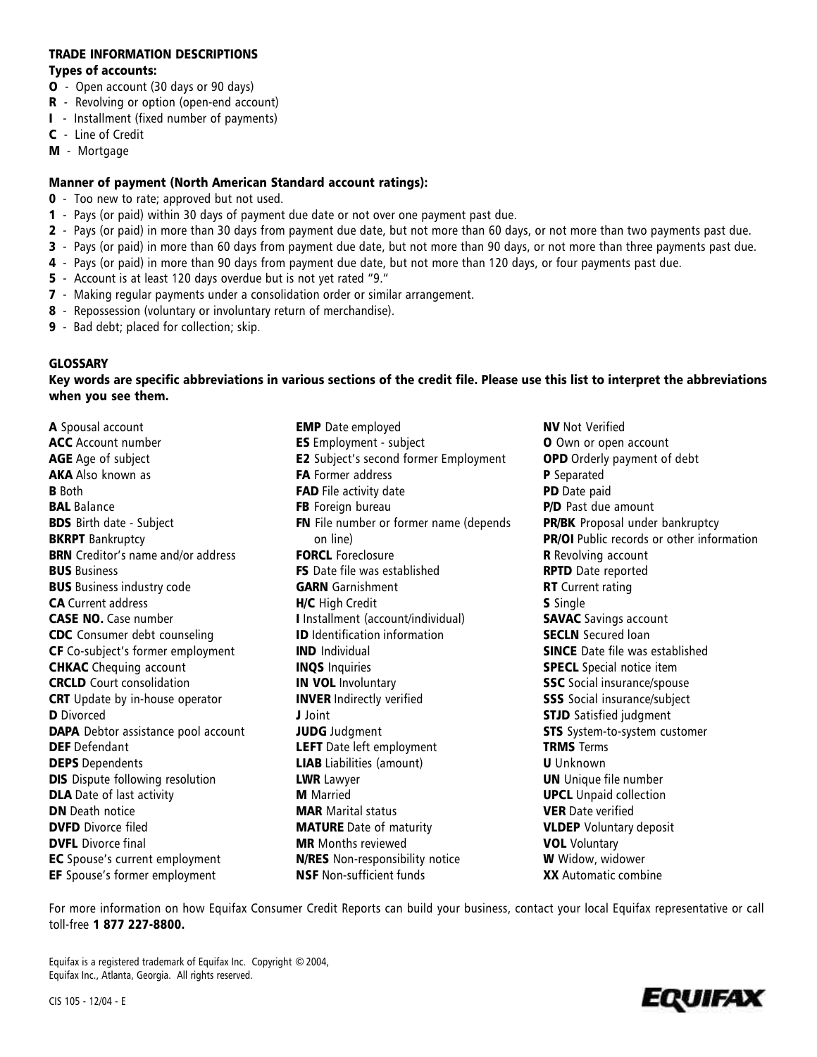## TRADE INFORMATION DESCRIPTIONS

### Types of accounts:

- **O** - Open account (30 days or 90 days)
- **R** - Revolving or option (open-end account)
- **I** - Installment (fixed number of payments)
- **C** - Line of Credit
- **M** - Mortgage

### Manner of payment (North American Standard account ratings):

- **0** - Too new to rate; approved but not used.
- **1** - Pays (or paid) within 30 days of payment due date or not over one payment past due.
- **2** - Pays (or paid) in more than 30 days from payment due date, but not more than 60 days, or not more than two payments past due.
- **3** - Pays (or paid) in more than 60 days from payment due date, but not more than 90 days, or not more than three payments past due.
- **4** - Pays (or paid) in more than 90 days from payment due date, but not more than 120 days, or four payments past due.
- **5** - Account is at least 120 days overdue but is not yet rated "9."
- **7** - Making regular payments under a consolidation order or similar arrangement.
- **8** - Repossession (voluntary or involuntary return of merchandise).
- **9** - Bad debt; placed for collection; skip.

## GLOSSARY

**Key words are specific abbreviations in various sections of the credit file. Please use this list to interpret the abbreviations when you see them.**

**A** Spousal account
**ACC** Account number
**AGE** Age of subject
**AKA** Also known as
**B** Both
**BAL** Balance
**BDS** Birth date - Subject
**BKRPT** Bankruptcy
**BRN** Creditor's name and/or address
**BUS** Business
**BUS** Business industry code
**CA** Current address
**CASE NO.** Case number
**CDC** Consumer debt counseling
**CF** Co-subject's former employment
**CHKAC** Chequing account
**CRCLD** Court consolidation
**CRT** Update by in-house operator
**D** Divorced
**DAPA** Debtor assistance pool account
**DEF** Defendant
**DEPS** Dependents
**DIS** Dispute following resolution
**DLA** Date of last activity
**DN** Death notice
**DVFD** Divorce filed
**DVFL** Divorce final
**EC** Spouse's current employment
**EF** Spouse's former employment
**EMP** Date employed
**ES** Employment - subject
**E2** Subject's second former Employment
**FA** Former address
**FAD** File activity date
**FB** Foreign bureau
**FN** File number or former name (depends on line)
**FORCL** Foreclosure
**FS** Date file was established
**GARN** Garnishment
**H/C** High Credit
**I** Installment (account/individual)
**ID** Identification information
**IND** Individual
**INQS** Inquiries
**IN VOL** Involuntary
**INVER** Indirectly verified
**J** Joint
**JUDG** Judgment
**LEFT** Date left employment
**LIAB** Liabilities (amount)
**LWR** Lawyer
**M** Married
**MAR** Marital status
**MATURE** Date of maturity
**MR** Months reviewed
**N/RES** Non-responsibility notice
**NSF** Non-sufficient funds
**NV** Not Verified
**O** Own or open account
**OPD** Orderly payment of debt
**P** Separated
**PD** Date paid
**P/D** Past due amount
**PR/BK** Proposal under bankruptcy
**PR/OI** Public records or other information
**R** Revolving account
**RPTD** Date reported
**RT** Current rating
**S** Single
**SAVAC** Savings account
**SECLN** Secured loan
**SINCE** Date file was established
**SPECL** Special notice item
**SSC** Social insurance/spouse
**SSS** Social insurance/subject
**STJD** Satisfied judgment
**STS** System-to-system customer
**TRMS** Terms
**U** Unknown
**UN** Unique file number
**UPCL** Unpaid collection
**VER** Date verified
**VLDEP** Voluntary deposit
**VOL** Voluntary
**W** Widow, widower
**XX** Automatic combine

For more information on how Equifax Consumer Credit Reports can build your business, contact your local Equifax representative or call toll-free **1 877 227-8800.**

Equifax is a registered trademark of Equifax Inc. Copyright © 2004, Equifax Inc., Atlanta, Georgia. All rights reserved.

CIS 105 - 12/04 - E

EQUIFAX